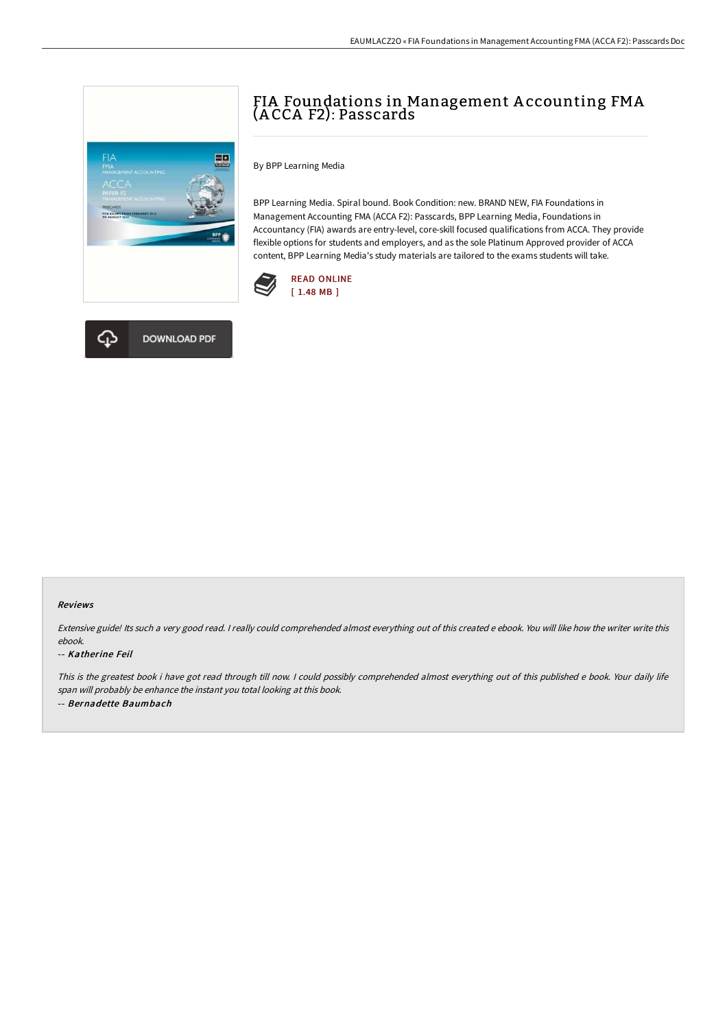# FIA Foundations in Management Accounting FMA (ACCA F2): Passcards

By BPP Learning Media

BPP Learning Media. Spiral bound. Book Condition: new. BRAND NEW, FIA Foundations in Management Accounting FMA (ACCA F2): Passcards, BPP Learning Media, Foundations in Accountancy (FIA) awards are entry-level, core-skill focused qualifications from ACCA. They provide flexible options for students and employers, and as the sole Platinum Approved provider of ACCA content, BPP Learning Media's study materials are tailored to the exams students will take.

READ ONLINE
[ 1.48 MB ]

DOWNLOAD PDF

### Reviews

*Extensive guide! Its such a very good read. I really could comprehended almost everything out of this created e ebook. You will like how the writer write this ebook.*

-- ***Katherine Feil***

*This is the greatest book i have got read through till now. I could possibly comprehended almost everything out of this published e book. Your daily life span will probably be enhance the instant you total looking at this book.*

-- ***Bernadette Baumbach***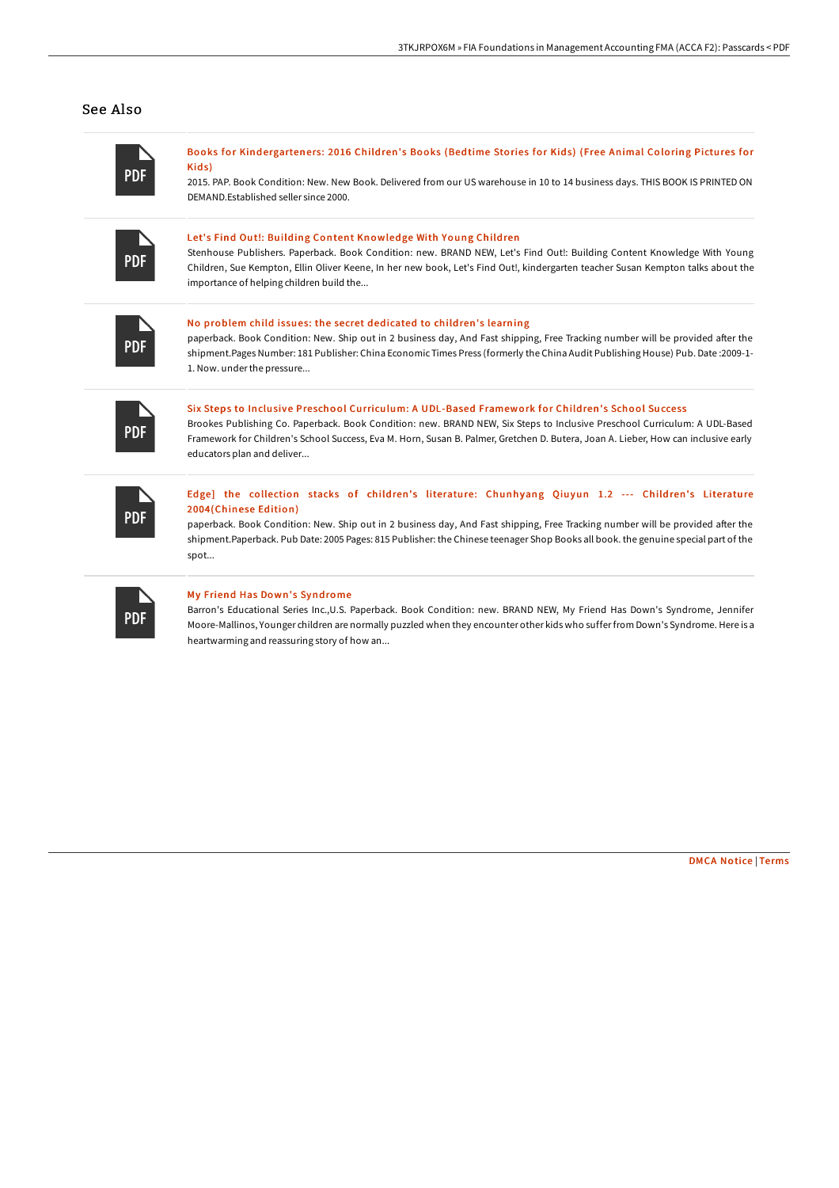## See Also

PDF

**Books for Kindergarteners: 2016 Children's Books (Bedtime Stories for Kids) (Free Animal Coloring Pictures for Kids)**

2015. PAP. Book Condition: New. New Book. Delivered from our US warehouse in 10 to 14 business days. THIS BOOK IS PRINTED ON DEMAND.Established seller since 2000.

PDF

**Let's Find Out!: Building Content Knowledge With Young Children**

Stenhouse Publishers. Paperback. Book Condition: new. BRAND NEW, Let's Find Out!: Building Content Knowledge With Young Children, Sue Kempton, Ellin Oliver Keene, In her new book, Let's Find Out!, kindergarten teacher Susan Kempton talks about the importance of helping children build the...

PDF

**No problem child issues: the secret dedicated to children's learning**

paperback. Book Condition: New. Ship out in 2 business day, And Fast shipping, Free Tracking number will be provided after the shipment.Pages Number: 181 Publisher: China Economic Times Press (formerly the China Audit Publishing House) Pub. Date :2009-1-1. Now. under the pressure...

PDF

**Six Steps to Inclusive Preschool Curriculum: A UDL-Based Framework for Children's School Success**

Brookes Publishing Co. Paperback. Book Condition: new. BRAND NEW, Six Steps to Inclusive Preschool Curriculum: A UDL-Based Framework for Children's School Success, Eva M. Horn, Susan B. Palmer, Gretchen D. Butera, Joan A. Lieber, How can inclusive early educators plan and deliver...

PDF

**Edge] the collection stacks of children's literature: Chunhyang Qiuyun 1.2 --- Children's Literature 2004(Chinese Edition)**

paperback. Book Condition: New. Ship out in 2 business day, And Fast shipping, Free Tracking number will be provided after the shipment.Paperback. Pub Date: 2005 Pages: 815 Publisher: the Chinese teenager Shop Books all book. the genuine special part of the spot...

PDF

**My Friend Has Down's Syndrome**

Barron's Educational Series Inc.,U.S. Paperback. Book Condition: new. BRAND NEW, My Friend Has Down's Syndrome, Jennifer Moore-Mallinos, Younger children are normally puzzled when they encounter other kids who suffer from Down's Syndrome. Here is a heartwarming and reassuring story of how an...

DMCA Notice | Terms